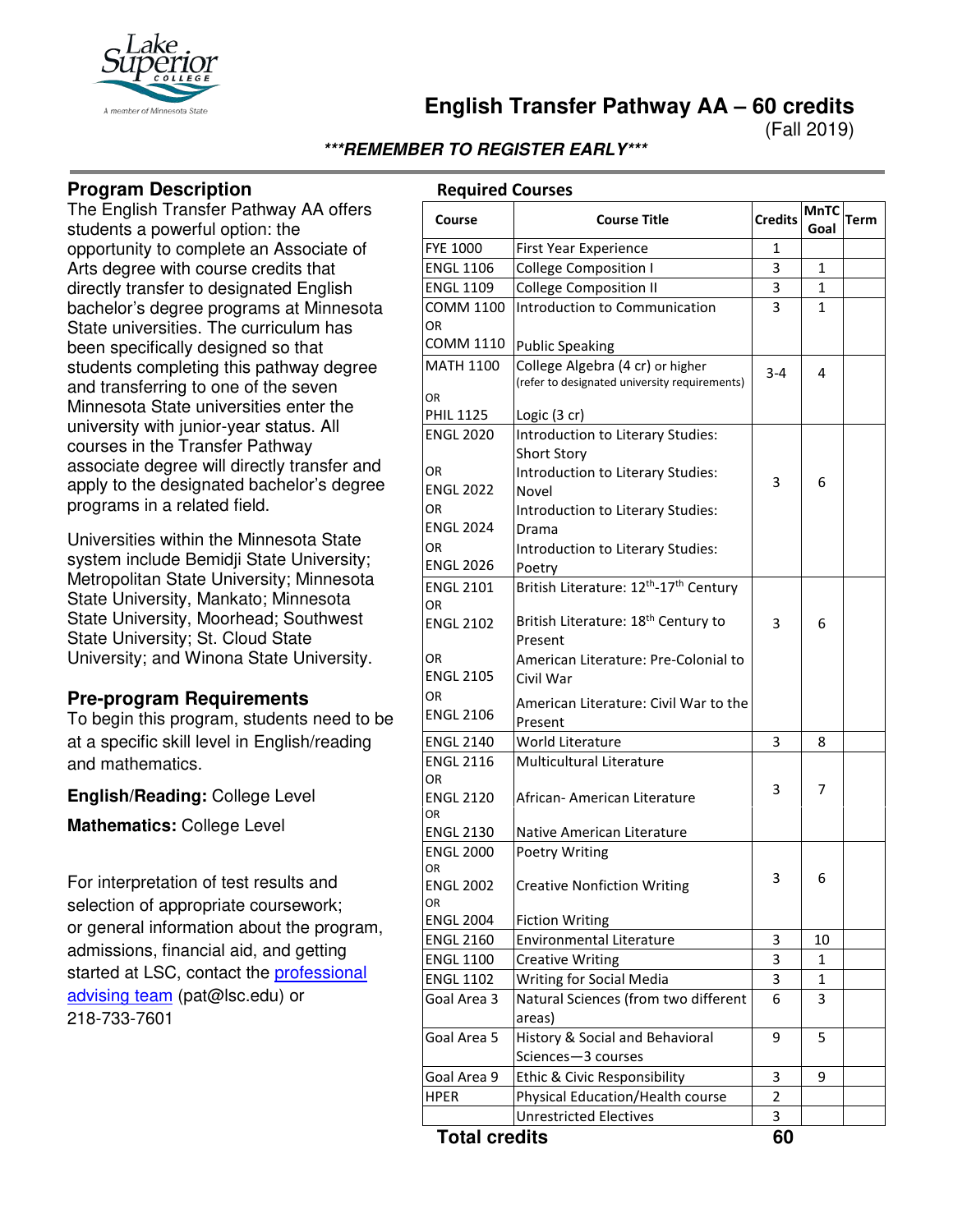# English Transfer Pathway AA – 60 credits

(Fall 2019)

***REMEMBER TO REGISTER EARLY***

## Program Description

The English Transfer Pathway AA offers students a powerful option: the opportunity to complete an Associate of Arts degree with course credits that directly transfer to designated English bachelor's degree programs at Minnesota State universities. The curriculum has been specifically designed so that students completing this pathway degree and transferring to one of the seven Minnesota State universities enter the university with junior-year status. All courses in the Transfer Pathway associate degree will directly transfer and apply to the designated bachelor's degree programs in a related field.

Universities within the Minnesota State system include Bemidji State University; Metropolitan State University; Minnesota State University, Mankato; Minnesota State University, Moorhead; Southwest State University; St. Cloud State University; and Winona State University.

## Pre-program Requirements

To begin this program, students need to be at a specific skill level in English/reading and mathematics.

**English/Reading:** College Level

**Mathematics:** College Level

For interpretation of test results and selection of appropriate coursework; or general information about the program, admissions, financial aid, and getting started at LSC, contact the professional advising team (pat@lsc.edu) or 218-733-7601

## Required Courses

| Course | Course Title | Credits | MnTC Goal | Term |
|---|---|---|---|---|
| FYE 1000 | First Year Experience | 1 | | |
| ENGL 1106 | College Composition I | 3 | 1 | |
| ENGL 1109 | College Composition II | 3 | 1 | |
| COMM 1100 OR COMM 1110 | Introduction to Communication / Public Speaking | 3 | 1 | |
| MATH 1100 OR PHIL 1125 | College Algebra (4 cr) or higher (refer to designated university requirements) / Logic (3 cr) | 3-4 | 4 | |
| ENGL 2020 OR ENGL 2022 OR ENGL 2024 OR ENGL 2026 | Introduction to Literary Studies: Short Story / Introduction to Literary Studies: Novel / Introduction to Literary Studies: Drama / Introduction to Literary Studies: Poetry | 3 | 6 | |
| ENGL 2101 OR ENGL 2102 OR ENGL 2105 OR ENGL 2106 | British Literature: 12th-17th Century / British Literature: 18th Century to Present / American Literature: Pre-Colonial to Civil War / American Literature: Civil War to the Present | 3 | 6 | |
| ENGL 2140 | World Literature | 3 | 8 | |
| ENGL 2116 OR ENGL 2120 OR ENGL 2130 | Multicultural Literature / African- American Literature / Native American Literature | 3 | 7 | |
| ENGL 2000 OR ENGL 2002 OR ENGL 2004 | Poetry Writing / Creative Nonfiction Writing / Fiction Writing | 3 | 6 | |
| ENGL 2160 | Environmental Literature | 3 | 10 | |
| ENGL 1100 | Creative Writing | 3 | 1 | |
| ENGL 1102 | Writing for Social Media | 3 | 1 | |
| Goal Area 3 | Natural Sciences (from two different areas) | 6 | 3 | |
| Goal Area 5 | History & Social and Behavioral Sciences—3 courses | 9 | 5 | |
| Goal Area 9 | Ethic & Civic Responsibility | 3 | 9 | |
| HPER | Physical Education/Health course | 2 | | |
| | Unrestricted Electives | 3 | | |
| **Total credits** | | **60** | | |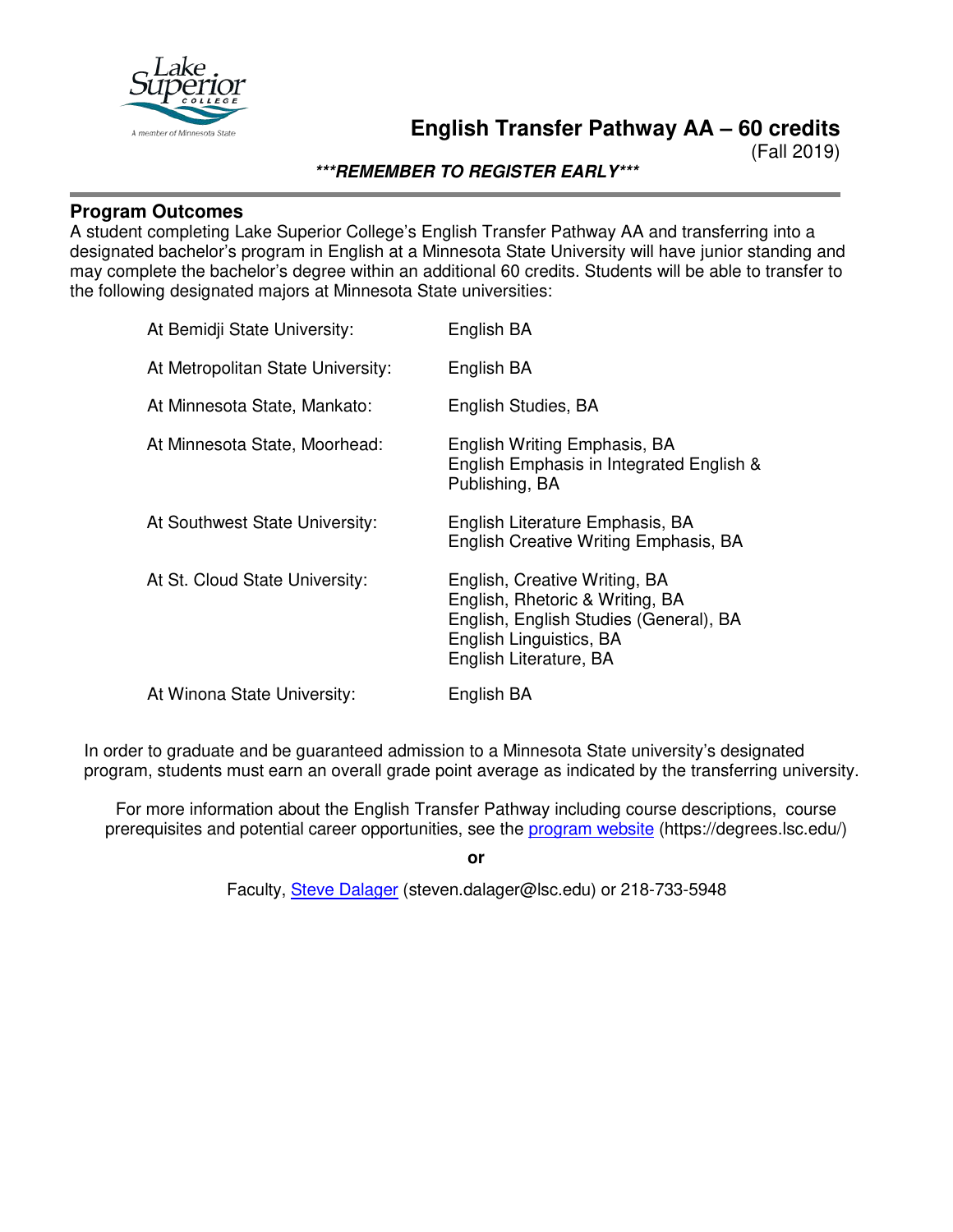# English Transfer Pathway AA – 60 credits

(Fall 2019)

***REMEMBER TO REGISTER EARLY***

## Program Outcomes

A student completing Lake Superior College's English Transfer Pathway AA and transferring into a designated bachelor's program in English at a Minnesota State University will have junior standing and may complete the bachelor's degree within an additional 60 credits. Students will be able to transfer to the following designated majors at Minnesota State universities:

| | |
|---|---|
| At Bemidji State University: | English BA |
| At Metropolitan State University: | English BA |
| At Minnesota State, Mankato: | English Studies, BA |
| At Minnesota State, Moorhead: | English Writing Emphasis, BA<br>English Emphasis in Integrated English & Publishing, BA |
| At Southwest State University: | English Literature Emphasis, BA<br>English Creative Writing Emphasis, BA |
| At St. Cloud State University: | English, Creative Writing, BA<br>English, Rhetoric & Writing, BA<br>English, English Studies (General), BA<br>English Linguistics, BA<br>English Literature, BA |
| At Winona State University: | English BA |

In order to graduate and be guaranteed admission to a Minnesota State university's designated program, students must earn an overall grade point average as indicated by the transferring university.

For more information about the English Transfer Pathway including course descriptions, course prerequisites and potential career opportunities, see the program website (https://degrees.lsc.edu/)

**or**

Faculty, Steve Dalager (steven.dalager@lsc.edu) or 218-733-5948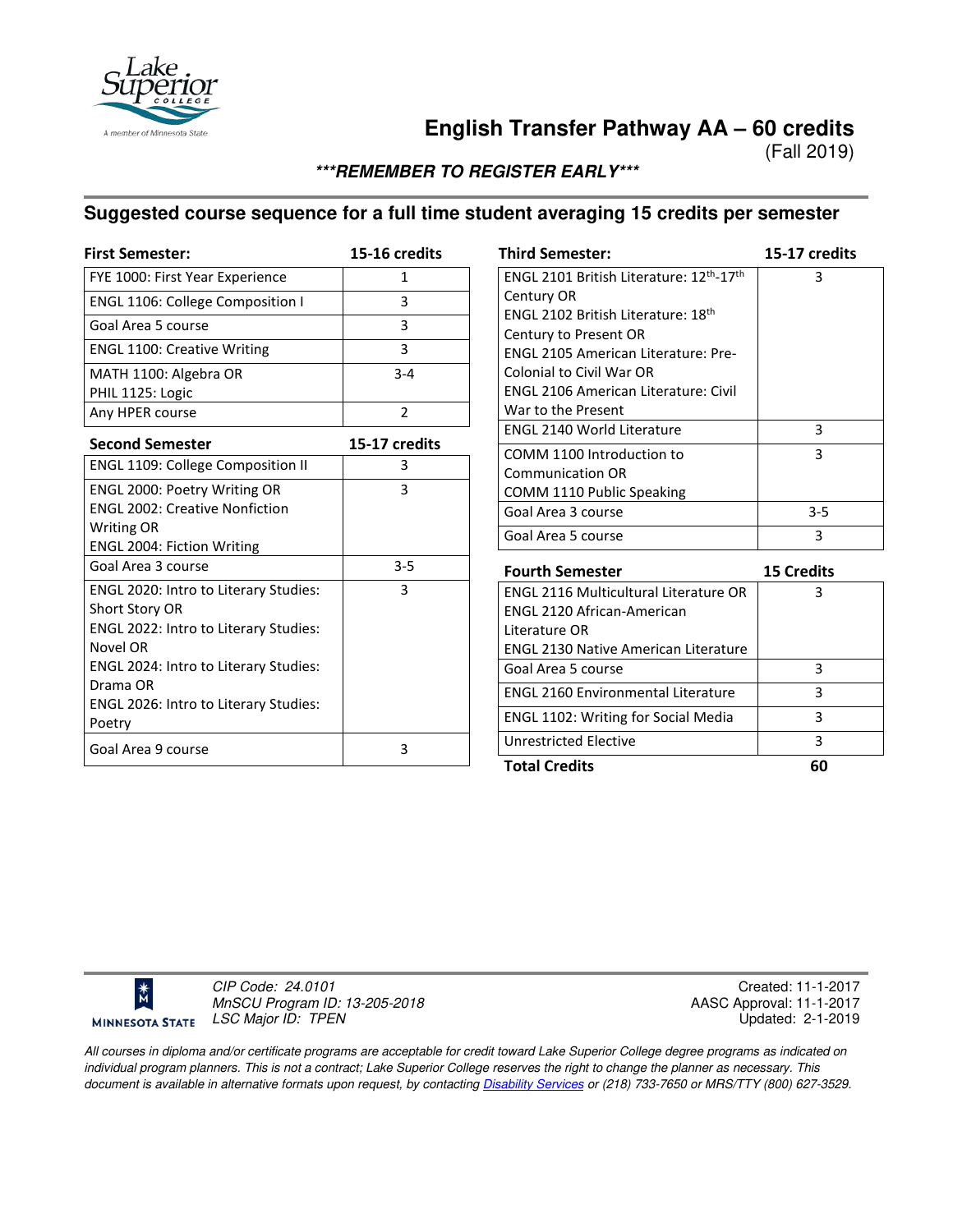# English Transfer Pathway AA – 60 credits

(Fall 2019)

***REMEMBER TO REGISTER EARLY***

## Suggested course sequence for a full time student averaging 15 credits per semester

| First Semester: | 15-16 credits |
|---|---|
| FYE 1000: First Year Experience | 1 |
| ENGL 1106: College Composition I | 3 |
| Goal Area 5 course | 3 |
| ENGL 1100: Creative Writing | 3 |
| MATH 1100: Algebra OR PHIL 1125: Logic | 3-4 |
| Any HPER course | 2 |

| Second Semester | 15-17 credits |
|---|---|
| ENGL 1109: College Composition II | 3 |
| ENGL 2000: Poetry Writing OR ENGL 2002: Creative Nonfiction Writing OR ENGL 2004: Fiction Writing | 3 |
| Goal Area 3 course | 3-5 |
| ENGL 2020: Intro to Literary Studies: Short Story OR ENGL 2022: Intro to Literary Studies: Novel OR ENGL 2024: Intro to Literary Studies: Drama OR ENGL 2026: Intro to Literary Studies: Poetry | 3 |
| Goal Area 9 course | 3 |

| Third Semester: | 15-17 credits |
|---|---|
| ENGL 2101 British Literature: 12th-17th Century OR ENGL 2102 British Literature: 18th Century to Present OR ENGL 2105 American Literature: Pre-Colonial to Civil War OR ENGL 2106 American Literature: Civil War to the Present | 3 |
| ENGL 2140 World Literature | 3 |
| COMM 1100 Introduction to Communication OR COMM 1110 Public Speaking | 3 |
| Goal Area 3 course | 3-5 |
| Goal Area 5 course | 3 |

| Fourth Semester | 15 Credits |
|---|---|
| ENGL 2116 Multicultural Literature OR ENGL 2120 African-American Literature OR ENGL 2130 Native American Literature | 3 |
| Goal Area 5 course | 3 |
| ENGL 2160 Environmental Literature | 3 |
| ENGL 1102: Writing for Social Media | 3 |
| Unrestricted Elective | 3 |
| **Total Credits** | **60** |

*CIP Code: 24.0101*
*MnSCU Program ID: 13-205-2018*
*LSC Major ID: TPEN*

Created: 11-1-2017
AASC Approval: 11-1-2017
Updated: 2-1-2019

*All courses in diploma and/or certificate programs are acceptable for credit toward Lake Superior College degree programs as indicated on individual program planners. This is not a contract; Lake Superior College reserves the right to change the planner as necessary. This document is available in alternative formats upon request, by contacting Disability Services or (218) 733-7650 or MRS/TTY (800) 627-3529.*